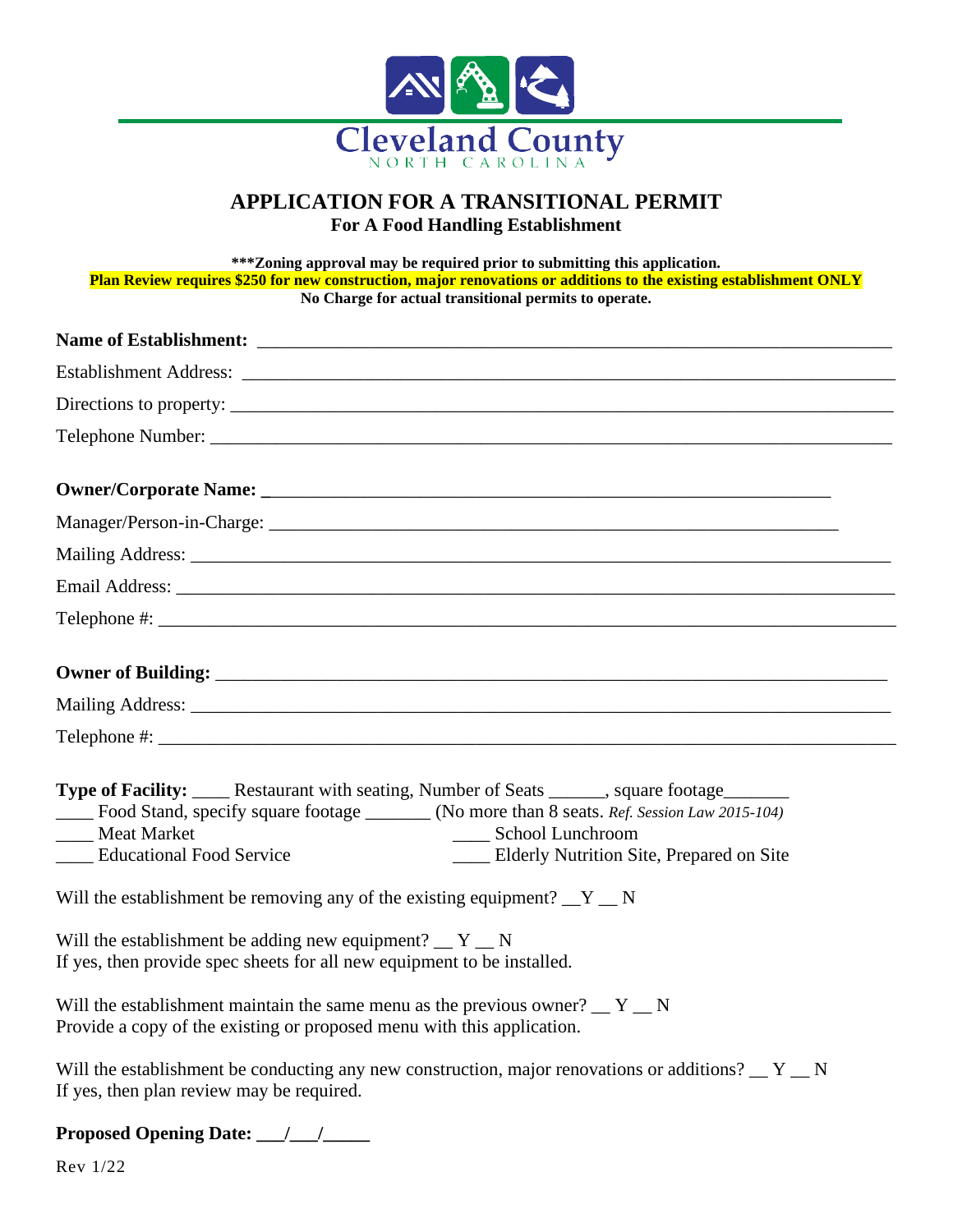Cleveland County
NORTH CAROLINA

# APPLICATION FOR A TRANSITIONAL PERMIT

## For A Food Handling Establishment

**\*\*\*Zoning approval may be required prior to submitting this application.**

**Plan Review requires $250 for new construction, major renovations or additions to the existing establishment ONLY**

**No Charge for actual transitional permits to operate.**

**Name of Establishment:** ___________________________________________________________________

Establishment Address: ___________________________________________________________________

Directions to property: ___________________________________________________________________

Telephone Number: ______________________________________________________________________

**Owner/Corporate Name:** _______________________________________________________________

Manager/Person-in-Charge: _______________________________________________________________

Mailing Address: _________________________________________________________________________

Email Address: ___________________________________________________________________________

Telephone #: _____________________________________________________________________________

**Owner of Building:** ____________________________________________________________________

Mailing Address: _________________________________________________________________________

Telephone #: _____________________________________________________________________________

**Type of Facility:** ____ Restaurant with seating, Number of Seats ______, square footage_______

____ Food Stand, specify square footage _______ (No more than 8 seats. *Ref. Session Law 2015-104)*

____ Meat Market

____ School Lunchroom

____ Educational Food Service

____ Elderly Nutrition Site, Prepared on Site

Will the establishment be removing any of the existing equipment? __Y __ N

Will the establishment be adding new equipment? __ Y __ N
If yes, then provide spec sheets for all new equipment to be installed.

Will the establishment maintain the same menu as the previous owner? __ Y __ N
Provide a copy of the existing or proposed menu with this application.

Will the establishment be conducting any new construction, major renovations or additions? __ Y __ N
If yes, then plan review may be required.

**Proposed Opening Date: ___/___/_____**

Rev 1/22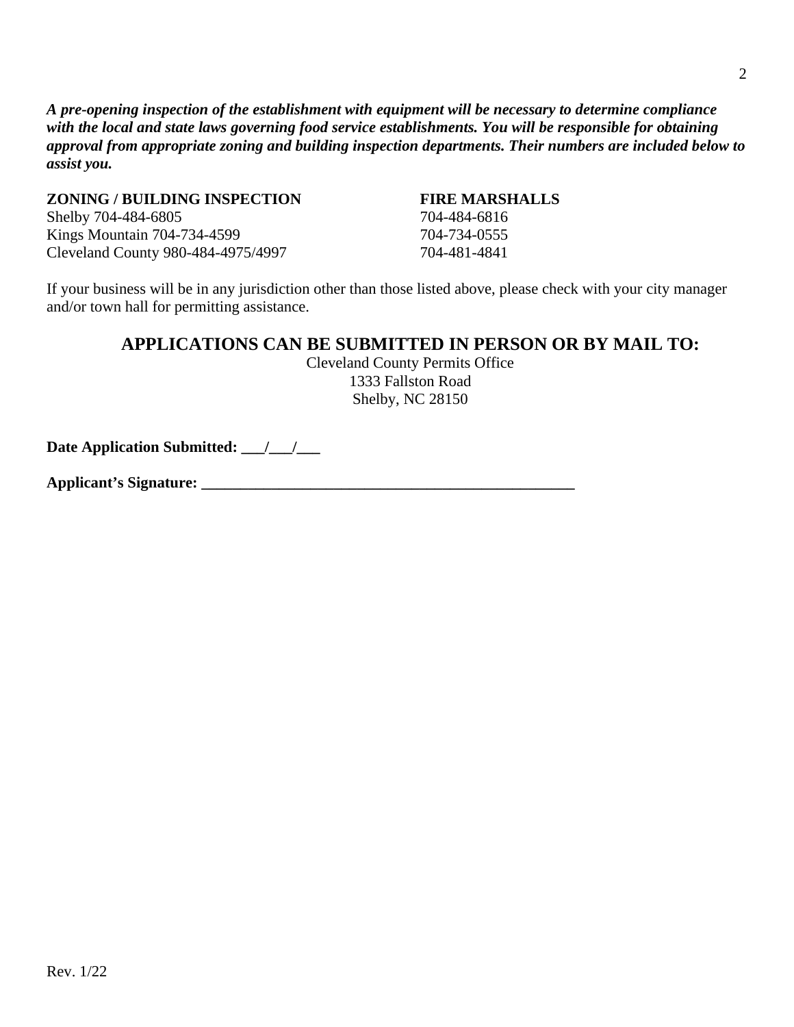***A pre-opening inspection of the establishment with equipment will be necessary to determine compliance with the local and state laws governing food service establishments. You will be responsible for obtaining approval from appropriate zoning and building inspection departments. Their numbers are included below to assist you.***

| ZONING / BUILDING INSPECTION | FIRE MARSHALLS |
|---|---|
| Shelby 704-484-6805 | 704-484-6816 |
| Kings Mountain 704-734-4599 | 704-734-0555 |
| Cleveland County 980-484-4975/4997 | 704-481-4841 |

If your business will be in any jurisdiction other than those listed above, please check with your city manager and/or town hall for permitting assistance.

## APPLICATIONS CAN BE SUBMITTED IN PERSON OR BY MAIL TO:

Cleveland County Permits Office
1333 Fallston Road
Shelby, NC 28150

**Date Application Submitted: ___/___/___**

**Applicant's Signature: _________________________________________________**

Rev. 1/22